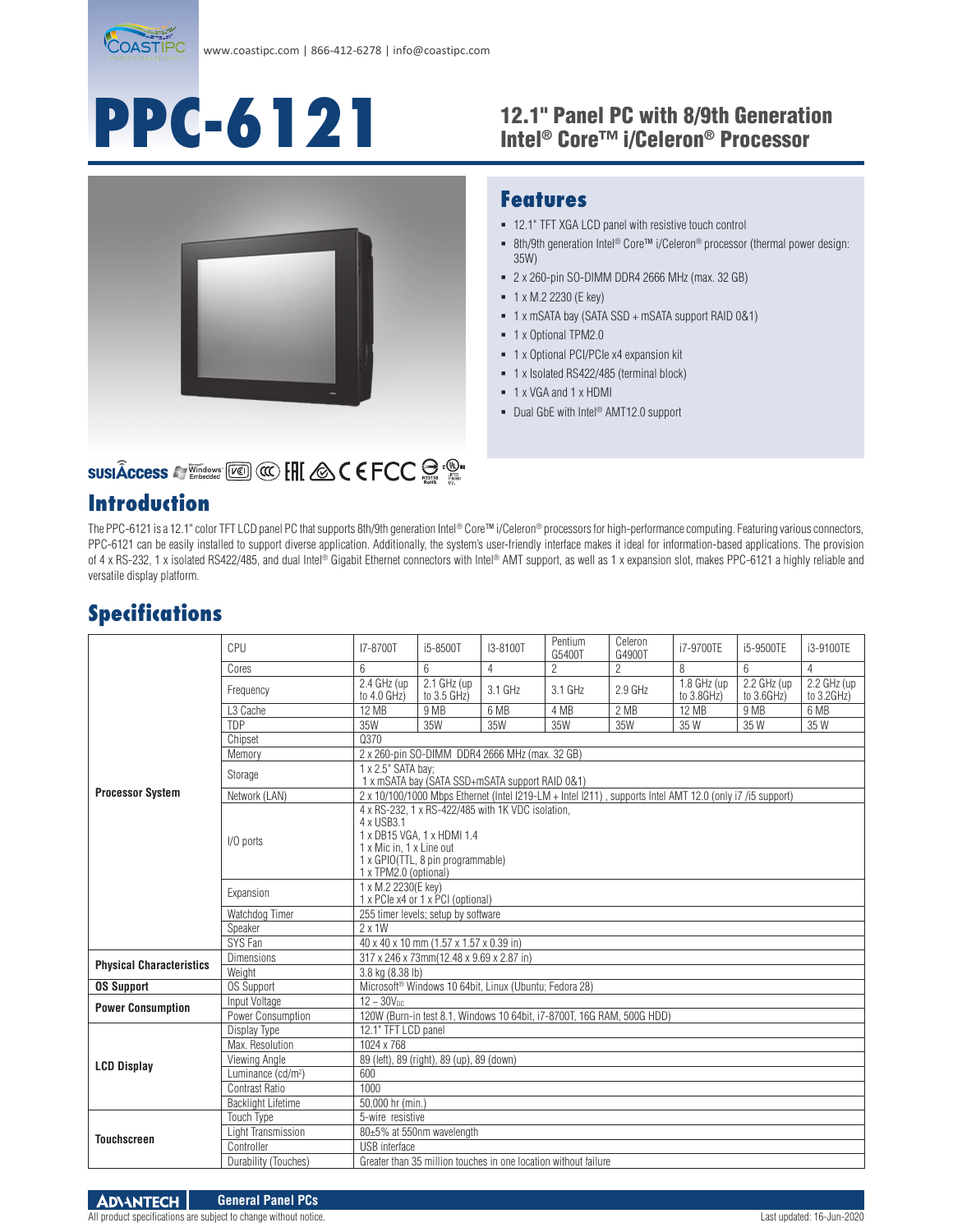www.coastipc.com | 866-412-6278 | info@coastipc.com

# PPC-6121

## 12.1" Panel PC with 8/9th Generation Intel® Core™ i/Celeron® Processor

## Features

- 12.1" TFT XGA LCD panel with resistive touch control
- 8th/9th generation Intel® Core™ i/Celeron® processor (thermal power design: 35W)
- 2 x 260-pin SO-DIMM DDR4 2666 MHz (max. 32 GB)
- 1 x M.2 2230 (E key)
- 1 x mSATA bay (SATA SSD + mSATA support RAID 0&1)
- 1 x Optional TPM2.0
- 1 x Optional PCI/PCIe x4 expansion kit
- 1 x Isolated RS422/485 (terminal block)
- 1 x VGA and 1 x HDMI
- Dual GbE with Intel® AMT12.0 support

## Introduction

The PPC-6121 is a 12.1" color TFT LCD panel PC that supports 8th/9th generation Intel® Core™ i/Celeron® processors for high-performance computing. Featuring various connectors, PPC-6121 can be easily installed to support diverse application. Additionally, the system's user-friendly interface makes it ideal for information-based applications. The provision of 4 x RS-232, 1 x isolated RS422/485, and dual Intel® Gigabit Ethernet connectors with Intel® AMT support, as well as 1 x expansion slot, makes PPC-6121 a highly reliable and versatile display platform.

## Specifications

| | | | | | | | | | |
|---|---|---|---|---|---|---|---|---|---|
| Processor System | CPU | I7-8700T | i5-8500T | I3-8100T | Pentium G5400T | Celeron G4900T | i7-9700TE | i5-9500TE | i3-9100TE |
| | Cores | 6 | 6 | 4 | 2 | 2 | 8 | 6 | 4 |
| | Frequency | 2.4 GHz (up to 4.0 GHz) | 2.1 GHz (up to 3.5 GHz) | 3.1 GHz | 3.1 GHz | 2.9 GHz | 1.8 GHz (up to 3.8GHz) | 2.2 GHz (up to 3.6GHz) | 2.2 GHz (up to 3.2GHz) |
| | L3 Cache | 12 MB | 9 MB | 6 MB | 4 MB | 2 MB | 12 MB | 9 MB | 6 MB |
| | TDP | 35W | 35W | 35W | 35W | 35W | 35 W | 35 W | 35 W |
| | Chipset | Q370 | | | | | | | |
| | Memory | 2 x 260-pin SO-DIMM DDR4 2666 MHz (max. 32 GB) | | | | | | | |
| | Storage | 1 x 2.5" SATA bay;<br>1 x mSATA bay (SATA SSD+mSATA support RAID 0&1) | | | | | | | |
| | Network (LAN) | 2 x 10/100/1000 Mbps Ethernet (Intel I219-LM + Intel I211) , supports Intel AMT 12.0 (only i7 /i5 support) | | | | | | | |
| | I/O ports | 4 x RS-232, 1 x RS-422/485 with 1K VDC isolation,<br>4 x USB3.1<br>1 x DB15 VGA, 1 x HDMI 1.4<br>1 x Mic in, 1 x Line out<br>1 x GPIO(TTL, 8 pin programmable)<br>1 x TPM2.0 (optional) | | | | | | | |
| | Expansion | 1 x M.2 2230(E key)<br>1 x PCIe x4 or 1 x PCI (optional) | | | | | | | |
| | Watchdog Timer | 255 timer levels; setup by software | | | | | | | |
| | Speaker | 2 x 1W | | | | | | | |
| | SYS Fan | 40 x 40 x 10 mm (1.57 x 1.57 x 0.39 in) | | | | | | | |
| Physical Characteristics | Dimensions | 317 x 246 x 73mm(12.48 x 9.69 x 2.87 in) | | | | | | | |
| | Weight | 3.8 kg (8.38 lb) | | | | | | | |
| OS Support | OS Support | Microsoft® Windows 10 64bit, Linux (Ubuntu; Fedora 28) | | | | | | | |
| Power Consumption | Input Voltage | 12 – 30V$_{DC}$ | | | | | | | |
| | Power Consumption | 120W (Burn-in test 8.1, Windows 10 64bit, i7-8700T, 16G RAM, 500G HDD) | | | | | | | |
| LCD Display | Display Type | 12.1" TFT LCD panel | | | | | | | |
| | Max. Resolution | 1024 x 768 | | | | | | | |
| | Viewing Angle | 89 (left), 89 (right), 89 (up), 89 (down) | | | | | | | |
| | Luminance (cd/m²) | 600 | | | | | | | |
| | Contrast Ratio | 1000 | | | | | | | |
| | Backlight Lifetime | 50,000 hr (min.) | | | | | | | |
| Touchscreen | Touch Type | 5-wire resistive | | | | | | | |
| | Light Transmission | 80±5% at 550nm wavelength | | | | | | | |
| | Controller | USB interface | | | | | | | |
| | Durability (Touches) | Greater than 35 million touches in one location without failure | | | | | | | |

ADVANTECH General Panel PCs

All product specifications are subject to change without notice. Last updated: 16-Jun-2020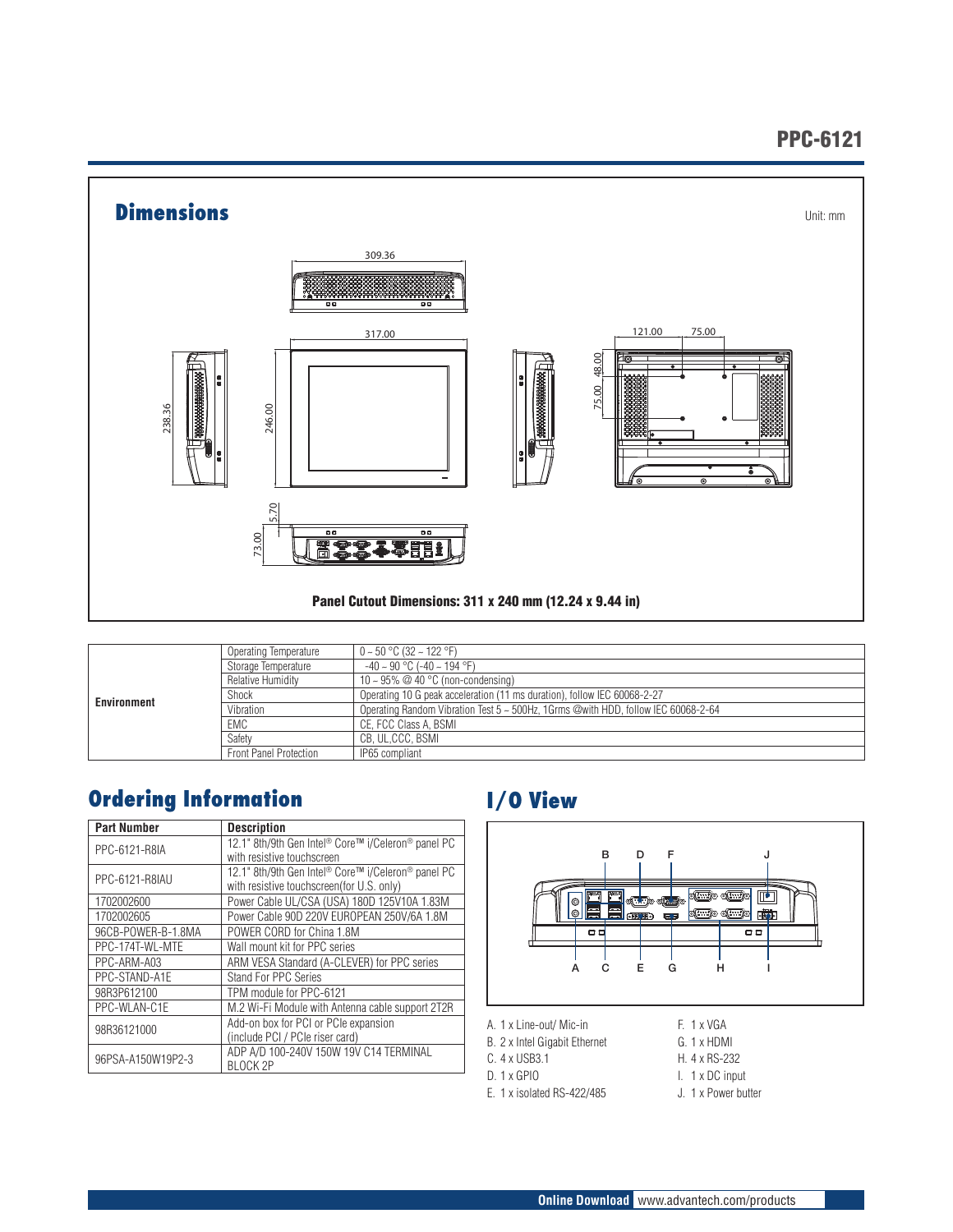## Dimensions

Unit: mm

309.36

317.00

121.00

75.00

48.00

75.00

238.36

246.00

5.70

73.00

**Panel Cutout Dimensions: 311 x 240 mm (12.24 x 9.44 in)**

| | | |
|---|---|---|
| **Environment** | Operating Temperature | 0 – 50 °C (32 – 122 °F) |
| | Storage Temperature | -40 – 90 °C (-40 – 194 °F) |
| | Relative Humidity | 10 – 95% @ 40 °C (non-condensing) |
| | Shock | Operating 10 G peak acceleration (11 ms duration), follow IEC 60068-2-27 |
| | Vibration | Operating Random Vibration Test 5 – 500Hz, 1Grms @with HDD, follow IEC 60068-2-64 |
| | EMC | CE, FCC Class A, BSMI |
| | Safety | CB, UL,CCC, BSMI |
| | Front Panel Protection | IP65 compliant |

## Ordering Information

| Part Number | Description |
|---|---|
| PPC-6121-R8IA | 12.1" 8th/9th Gen Intel® Core™ i/Celeron® panel PC with resistive touchscreen |
| PPC-6121-R8IAU | 12.1" 8th/9th Gen Intel® Core™ i/Celeron® panel PC with resistive touchscreen(for U.S. only) |
| 1702002600 | Power Cable UL/CSA (USA) 180D 125V10A 1.83M |
| 1702002605 | Power Cable 90D 220V EUROPEAN 250V/6A 1.8M |
| 96CB-POWER-B-1.8MA | POWER CORD for China 1.8M |
| PPC-174T-WL-MTE | Wall mount kit for PPC series |
| PPC-ARM-A03 | ARM VESA Standard (A-CLEVER) for PPC series |
| PPC-STAND-A1E | Stand For PPC Series |
| 98R3P612100 | TPM module for PPC-6121 |
| PPC-WLAN-C1E | M.2 Wi-Fi Module with Antenna cable support 2T2R |
| 98R36121000 | Add-on box for PCI or PCIe expansion (include PCI / PCIe riser card) |
| 96PSA-A150W19P2-3 | ADP A/D 100-240V 150W 19V C14 TERMINAL BLOCK 2P |

## I/O View

B D F J

A C E G H I

A. 1 x Line-out/ Mic-in
B. 2 x Intel Gigabit Ethernet
C. 4 x USB3.1
D. 1 x GPIO
E. 1 x isolated RS-422/485
F. 1 x VGA
G. 1 x HDMI
H. 4 x RS-232
I. 1 x DC input
J. 1 x Power butter

**Online Download** www.advantech.com/products